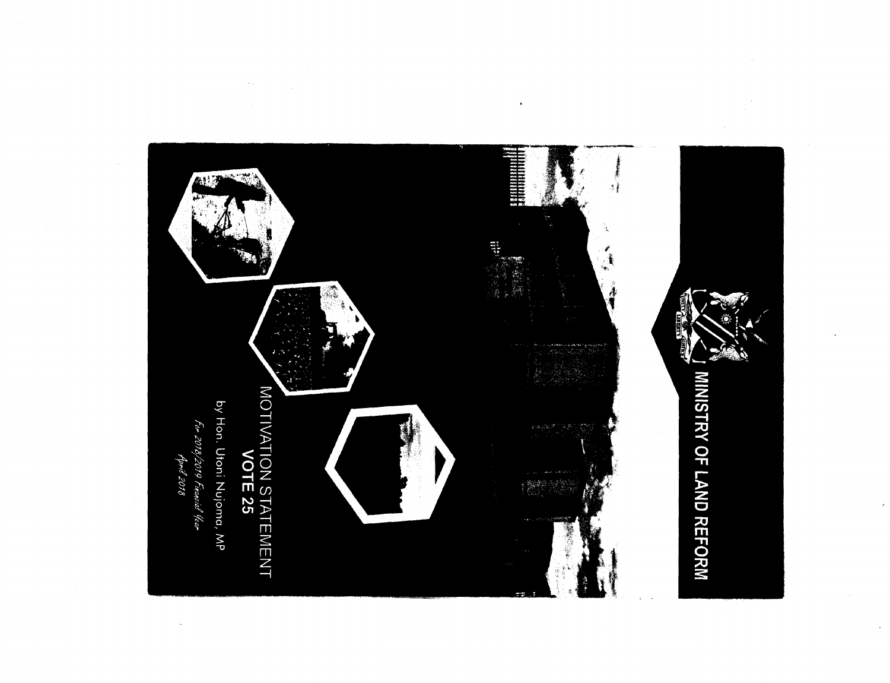# MINISTRY OF LAND REFORM

## MOTIVATION STATEMENT

## VOTE 25

by Hon. Utoni Nujoma, MP

*For 2018/2019 Financial Year*

*April 2018*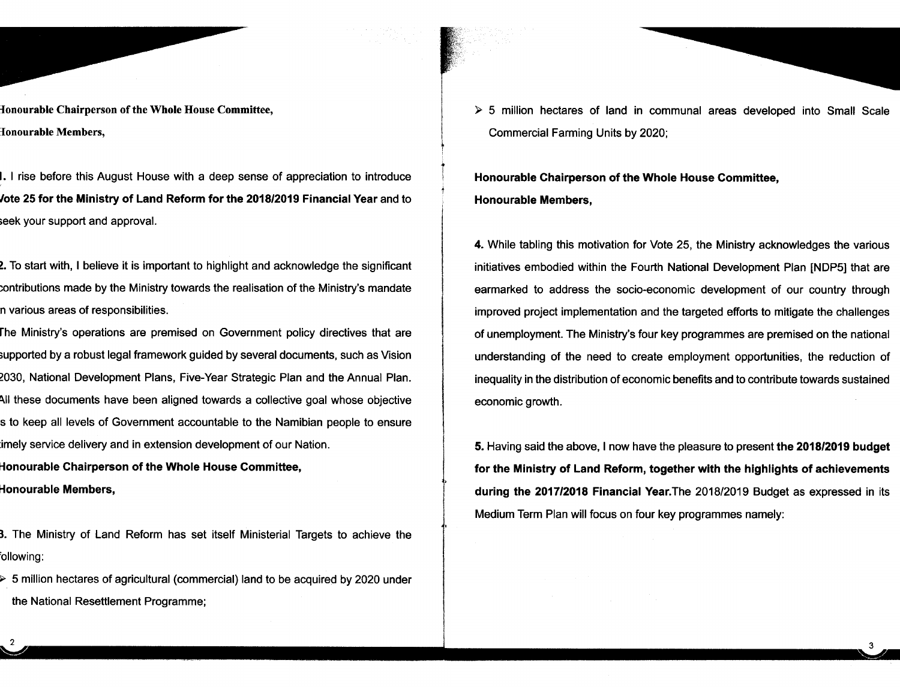**Honourable Chairperson of the Whole House Committee,**

**Honourable Members,**

**1.** I rise before this August House with a deep sense of appreciation to introduce **Vote 25 for the Ministry of Land Reform for the 2018/2019 Financial Year** and to seek your support and approval.

**2.** To start with, I believe it is important to highlight and acknowledge the significant contributions made by the Ministry towards the realisation of the Ministry's mandate in various areas of responsibilities.

The Ministry's operations are premised on Government policy directives that are supported by a robust legal framework guided by several documents, such as Vision 2030, National Development Plans, Five-Year Strategic Plan and the Annual Plan. All these documents have been aligned towards a collective goal whose objective is to keep all levels of Government accountable to the Namibian people to ensure timely service delivery and in extension development of our Nation.

**Honourable Chairperson of the Whole House Committee,**

**Honourable Members,**

**3.** The Ministry of Land Reform has set itself Ministerial Targets to achieve the following:

- 5 million hectares of agricultural (commercial) land to be acquired by 2020 under the National Resettlement Programme;
- 5 million hectares of land in communal areas developed into Small Scale Commercial Farming Units by 2020;

**Honourable Chairperson of the Whole House Committee,**

**Honourable Members,**

**4.** While tabling this motivation for Vote 25, the Ministry acknowledges the various initiatives embodied within the Fourth National Development Plan [NDP5] that are earmarked to address the socio-economic development of our country through improved project implementation and the targeted efforts to mitigate the challenges of unemployment. The Ministry's four key programmes are premised on the national understanding of the need to create employment opportunities, the reduction of inequality in the distribution of economic benefits and to contribute towards sustained economic growth.

**5.** Having said the above, I now have the pleasure to present **the 2018/2019 budget for the Ministry of Land Reform, together with the highlights of achievements during the 2017/2018 Financial Year.**The 2018/2019 Budget as expressed in its Medium Term Plan will focus on four key programmes namely: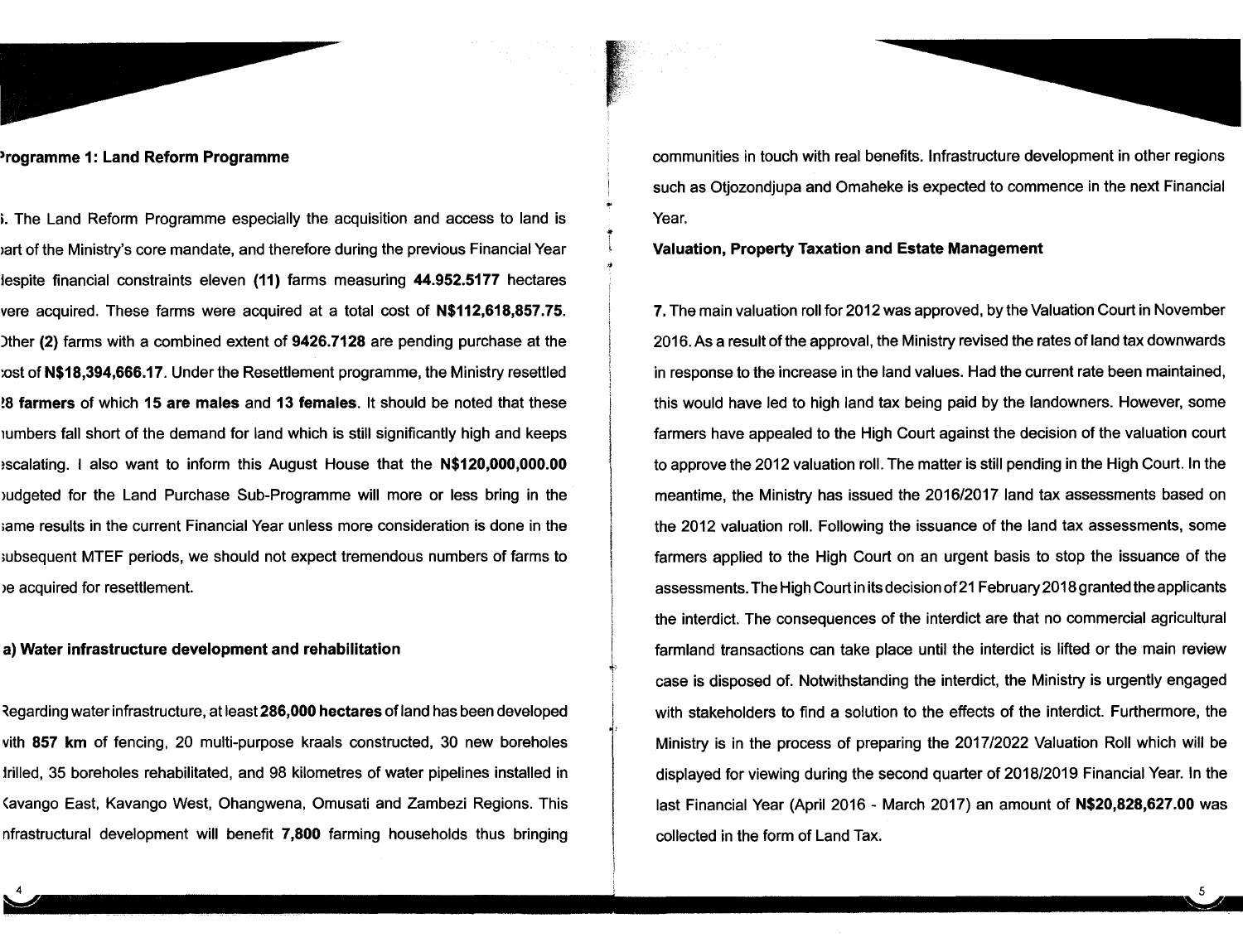### Programme 1: Land Reform Programme

6. The Land Reform Programme especially the acquisition and access to land is part of the Ministry's core mandate, and therefore during the previous Financial Year despite financial constraints eleven **(11)** farms measuring **44.952.5177** hectares were acquired. These farms were acquired at a total cost of **N$112,618,857.75.** Other **(2)** farms with a combined extent of **9426.7128** are pending purchase at the cost of **N$18,394,666.17**. Under the Resettlement programme, the Ministry resettled **28 farmers** of which **15 are males** and **13 females**. It should be noted that these numbers fall short of the demand for land which is still significantly high and keeps escalating. I also want to inform this August House that the **N$120,000,000.00** budgeted for the Land Purchase Sub-Programme will more or less bring in the same results in the current Financial Year unless more consideration is done in the subsequent MTEF periods, we should not expect tremendous numbers of farms to be acquired for resettlement.

#### a) Water infrastructure development and rehabilitation

Regarding water infrastructure, at least **286,000 hectares** of land has been developed with **857 km** of fencing, 20 multi-purpose kraals constructed, 30 new boreholes drilled, 35 boreholes rehabilitated, and 98 kilometres of water pipelines installed in Kavango East, Kavango West, Ohangwena, Omusati and Zambezi Regions. This infrastructural development will benefit **7,800** farming households thus bringing communities in touch with real benefits. Infrastructure development in other regions such as Otjozondjupa and Omaheke is expected to commence in the next Financial Year.

#### Valuation, Property Taxation and Estate Management

**7.** The main valuation roll for 2012 was approved, by the Valuation Court in November 2016. As a result of the approval, the Ministry revised the rates of land tax downwards in response to the increase in the land values. Had the current rate been maintained, this would have led to high land tax being paid by the landowners. However, some farmers have appealed to the High Court against the decision of the valuation court to approve the 2012 valuation roll. The matter is still pending in the High Court. In the meantime, the Ministry has issued the 2016/2017 land tax assessments based on the 2012 valuation roll. Following the issuance of the land tax assessments, some farmers applied to the High Court on an urgent basis to stop the issuance of the assessments. The High Court in its decision of 21 February 2018 granted the applicants the interdict. The consequences of the interdict are that no commercial agricultural farmland transactions can take place until the interdict is lifted or the main review case is disposed of. Notwithstanding the interdict, the Ministry is urgently engaged with stakeholders to find a solution to the effects of the interdict. Furthermore, the Ministry is in the process of preparing the 2017/2022 Valuation Roll which will be displayed for viewing during the second quarter of 2018/2019 Financial Year. In the last Financial Year (April 2016 - March 2017) an amount of **N$20,828,627.00** was collected in the form of Land Tax.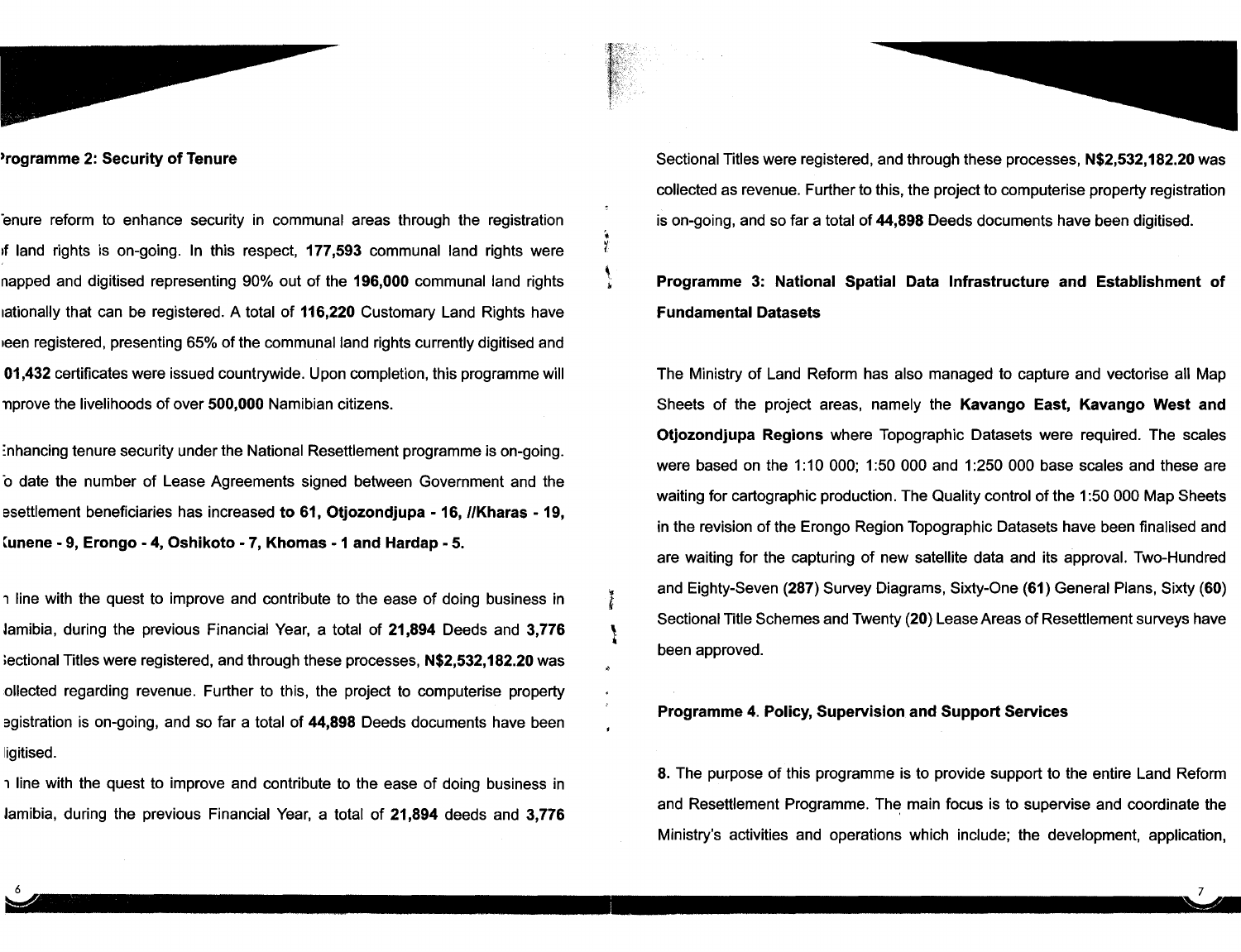## Programme 2: Security of Tenure

Tenure reform to enhance security in communal areas through the registration of land rights is on-going. In this respect, **177,593** communal land rights were mapped and digitised representing 90% out of the **196,000** communal land rights nationally that can be registered. A total of **116,220** Customary Land Rights have been registered, presenting 65% of the communal land rights currently digitised and **101,432** certificates were issued countrywide. Upon completion, this programme will improve the livelihoods of over **500,000** Namibian citizens.

Enhancing tenure security under the National Resettlement programme is on-going. To date the number of Lease Agreements signed between Government and the resettlement beneficiaries has increased **to 61, Otjozondjupa - 16, //Kharas - 19, Kunene - 9, Erongo - 4, Oshikoto - 7, Khomas - 1 and Hardap - 5.**

In line with the quest to improve and contribute to the ease of doing business in Namibia, during the previous Financial Year, a total of **21,894** Deeds and **3,776** Sectional Titles were registered, and through these processes, **N$2,532,182.20** was collected regarding revenue. Further to this, the project to computerise property registration is on-going, and so far a total of **44,898** Deeds documents have been digitised.

In line with the quest to improve and contribute to the ease of doing business in Namibia, during the previous Financial Year, a total of **21,894** deeds and **3,776** Sectional Titles were registered, and through these processes, **N$2,532,182.20** was collected as revenue. Further to this, the project to computerise property registration is on-going, and so far a total of **44,898** Deeds documents have been digitised.

## Programme 3: National Spatial Data Infrastructure and Establishment of Fundamental Datasets

The Ministry of Land Reform has also managed to capture and vectorise all Map Sheets of the project areas, namely the **Kavango East, Kavango West and Otjozondjupa Regions** where Topographic Datasets were required. The scales were based on the 1:10 000; 1:50 000 and 1:250 000 base scales and these are waiting for cartographic production. The Quality control of the 1:50 000 Map Sheets in the revision of the Erongo Region Topographic Datasets have been finalised and are waiting for the capturing of new satellite data and its approval. Two-Hundred and Eighty-Seven (**287**) Survey Diagrams, Sixty-One (**61**) General Plans, Sixty (**60**) Sectional Title Schemes and Twenty (**20**) Lease Areas of Resettlement surveys have been approved.

## Programme 4. Policy, Supervision and Support Services

**8.** The purpose of this programme is to provide support to the entire Land Reform and Resettlement Programme. The main focus is to supervise and coordinate the Ministry's activities and operations which include; the development, application,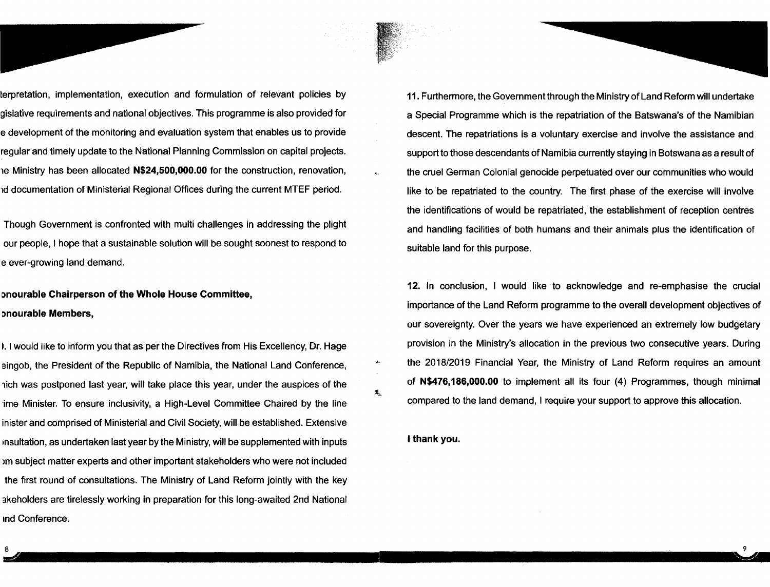terpretation, implementation, execution and formulation of relevant policies by gislative requirements and national objectives. This programme is also provided for e development of the monitoring and evaluation system that enables us to provide regular and timely update to the National Planning Commission on capital projects. ıe Ministry has been allocated **N$24,500,000.00** for the construction, renovation, ıd documentation of Ministerial Regional Offices during the current MTEF period.

Though Government is confronted with multi challenges in addressing the plight our people, I hope that a sustainable solution will be sought soonest to respond to e ever-growing land demand.

**ɔnourable Chairperson of the Whole House Committee,**
**ɔnourable Members,**

). I would like to inform you that as per the Directives from His Excellency, Dr. Hage eingob, the President of the Republic of Namibia, the National Land Conference, ıich was postponed last year, will take place this year, under the auspices of the ime Minister. To ensure inclusivity, a High-Level Committee Chaired by the line inister and comprised of Ministerial and Civil Society, will be established. Extensive ınsultation, as undertaken last year by the Ministry, will be supplemented with inputs ɔm subject matter experts and other important stakeholders who were not included the first round of consultations. The Ministry of Land Reform jointly with the key akeholders are tirelessly working in preparation for this long-awaited 2nd National ınd Conference.

**11.** Furthermore, the Government through the Ministry of Land Reform will undertake a Special Programme which is the repatriation of the Batswana's of the Namibian descent. The repatriations is a voluntary exercise and involve the assistance and support to those descendants of Namibia currently staying in Botswana as a result of the cruel German Colonial genocide perpetuated over our communities who would like to be repatriated to the country. The first phase of the exercise will involve the identifications of would be repatriated, the establishment of reception centres and handling facilities of both humans and their animals plus the identification of suitable land for this purpose.

**12.** In conclusion, I would like to acknowledge and re-emphasise the crucial importance of the Land Reform programme to the overall development objectives of our sovereignty. Over the years we have experienced an extremely low budgetary provision in the Ministry's allocation in the previous two consecutive years. During the 2018/2019 Financial Year, the Ministry of Land Reform requires an amount of **N$476,186,000.00** to implement all its four (4) Programmes, though minimal compared to the land demand, I require your support to approve this allocation.

**I thank you.**